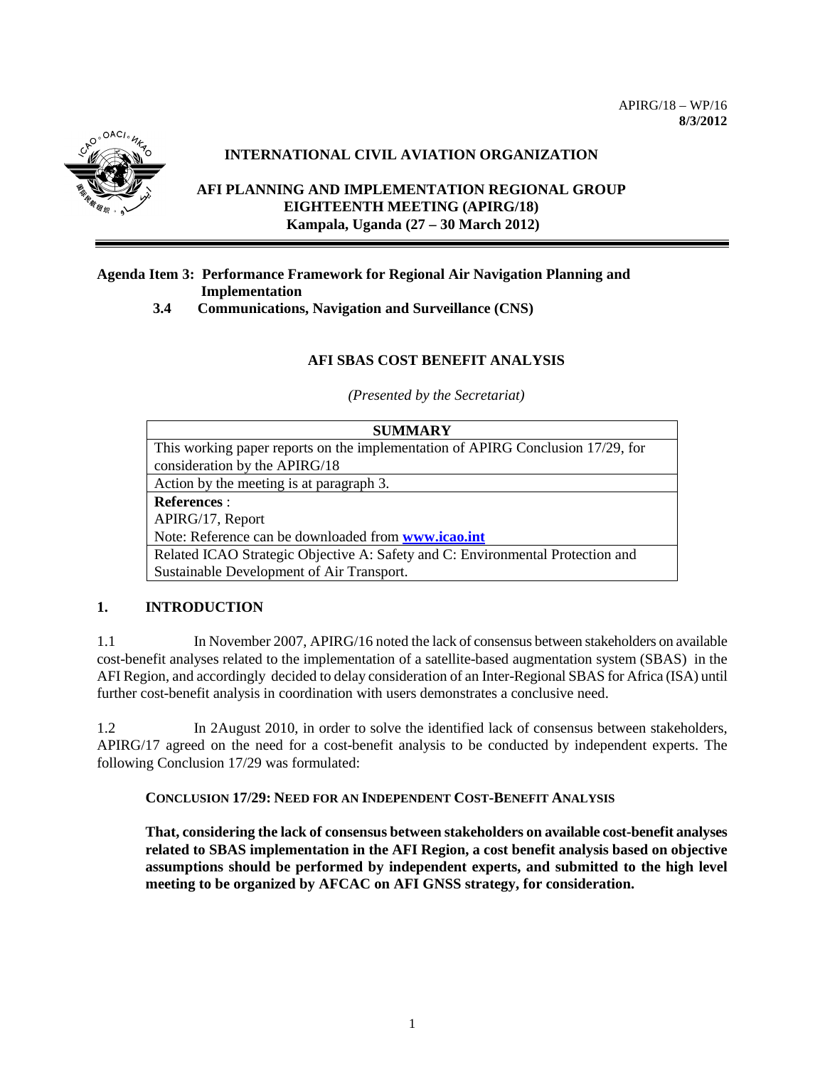APIRG/18 – WP/16
**8/3/2012**

**INTERNATIONAL CIVIL AVIATION ORGANIZATION**

**AFI PLANNING AND IMPLEMENTATION REGIONAL GROUP**
**EIGHTEENTH MEETING (APIRG/18)**
**Kampala, Uganda (27 – 30 March 2012)**

**Agenda Item 3: Performance Framework for Regional Air Navigation Planning and Implementation**
**3.4 Communications, Navigation and Surveillance (CNS)**

**AFI SBAS COST BENEFIT ANALYSIS**

*(Presented by the Secretariat)*

| **SUMMARY** |
|---|
| This working paper reports on the implementation of APIRG Conclusion 17/29, for consideration by the APIRG/18 |
| Action by the meeting is at paragraph 3. |
| **References** :<br>APIRG/17, Report<br>Note: Reference can be downloaded from **www.icao.int** |
| Related ICAO Strategic Objective A: Safety and C: Environmental Protection and Sustainable Development of Air Transport. |

## 1. INTRODUCTION

1.1 In November 2007, APIRG/16 noted the lack of consensus between stakeholders on available cost-benefit analyses related to the implementation of a satellite-based augmentation system (SBAS) in the AFI Region, and accordingly decided to delay consideration of an Inter-Regional SBAS for Africa (ISA) until further cost-benefit analysis in coordination with users demonstrates a conclusive need.

1.2 In 2August 2010, in order to solve the identified lack of consensus between stakeholders, APIRG/17 agreed on the need for a cost-benefit analysis to be conducted by independent experts. The following Conclusion 17/29 was formulated:

**CONCLUSION 17/29: NEED FOR AN INDEPENDENT COST-BENEFIT ANALYSIS**

**That, considering the lack of consensus between stakeholders on available cost-benefit analyses related to SBAS implementation in the AFI Region, a cost benefit analysis based on objective assumptions should be performed by independent experts, and submitted to the high level meeting to be organized by AFCAC on AFI GNSS strategy, for consideration.**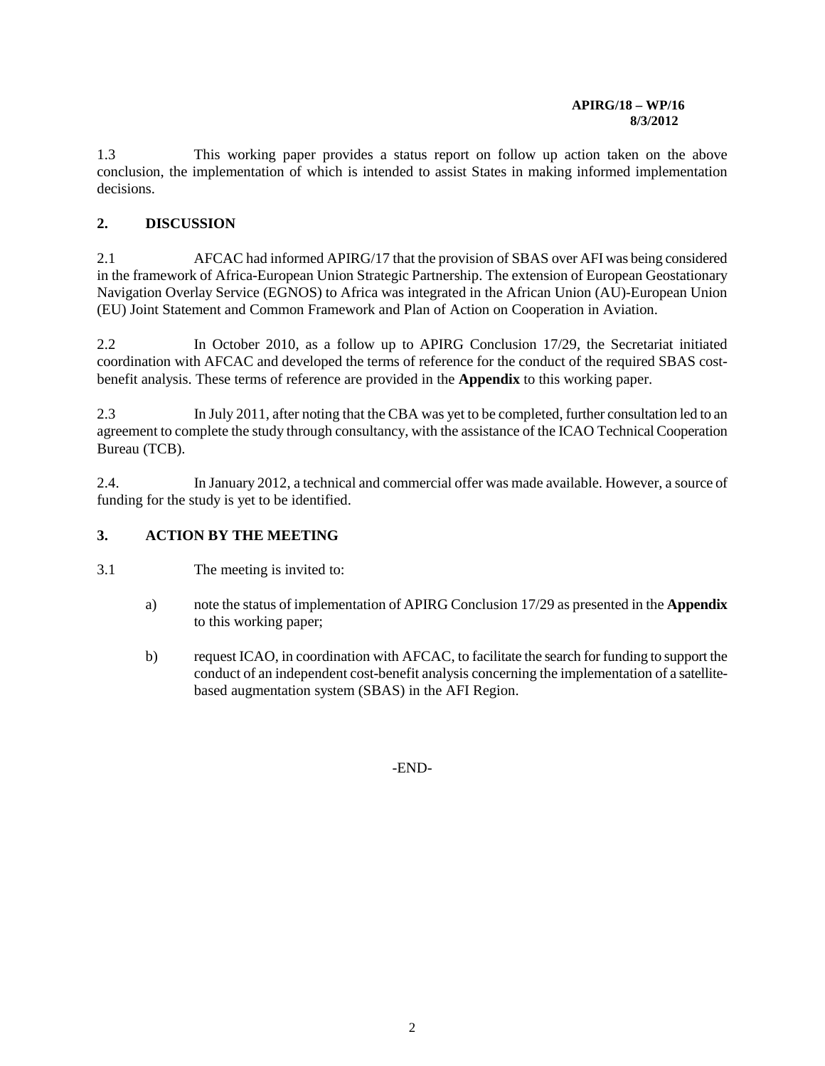1.3 This working paper provides a status report on follow up action taken on the above conclusion, the implementation of which is intended to assist States in making informed implementation decisions.

## 2. DISCUSSION

2.1 AFCAC had informed APIRG/17 that the provision of SBAS over AFI was being considered in the framework of Africa-European Union Strategic Partnership. The extension of European Geostationary Navigation Overlay Service (EGNOS) to Africa was integrated in the African Union (AU)-European Union (EU) Joint Statement and Common Framework and Plan of Action on Cooperation in Aviation.

2.2 In October 2010, as a follow up to APIRG Conclusion 17/29, the Secretariat initiated coordination with AFCAC and developed the terms of reference for the conduct of the required SBAS cost-benefit analysis. These terms of reference are provided in the **Appendix** to this working paper.

2.3 In July 2011, after noting that the CBA was yet to be completed, further consultation led to an agreement to complete the study through consultancy, with the assistance of the ICAO Technical Cooperation Bureau (TCB).

2.4. In January 2012, a technical and commercial offer was made available. However, a source of funding for the study is yet to be identified.

## 3. ACTION BY THE MEETING

3.1 The meeting is invited to:

a) note the status of implementation of APIRG Conclusion 17/29 as presented in the **Appendix** to this working paper;

b) request ICAO, in coordination with AFCAC, to facilitate the search for funding to support the conduct of an independent cost-benefit analysis concerning the implementation of a satellite-based augmentation system (SBAS) in the AFI Region.

-END-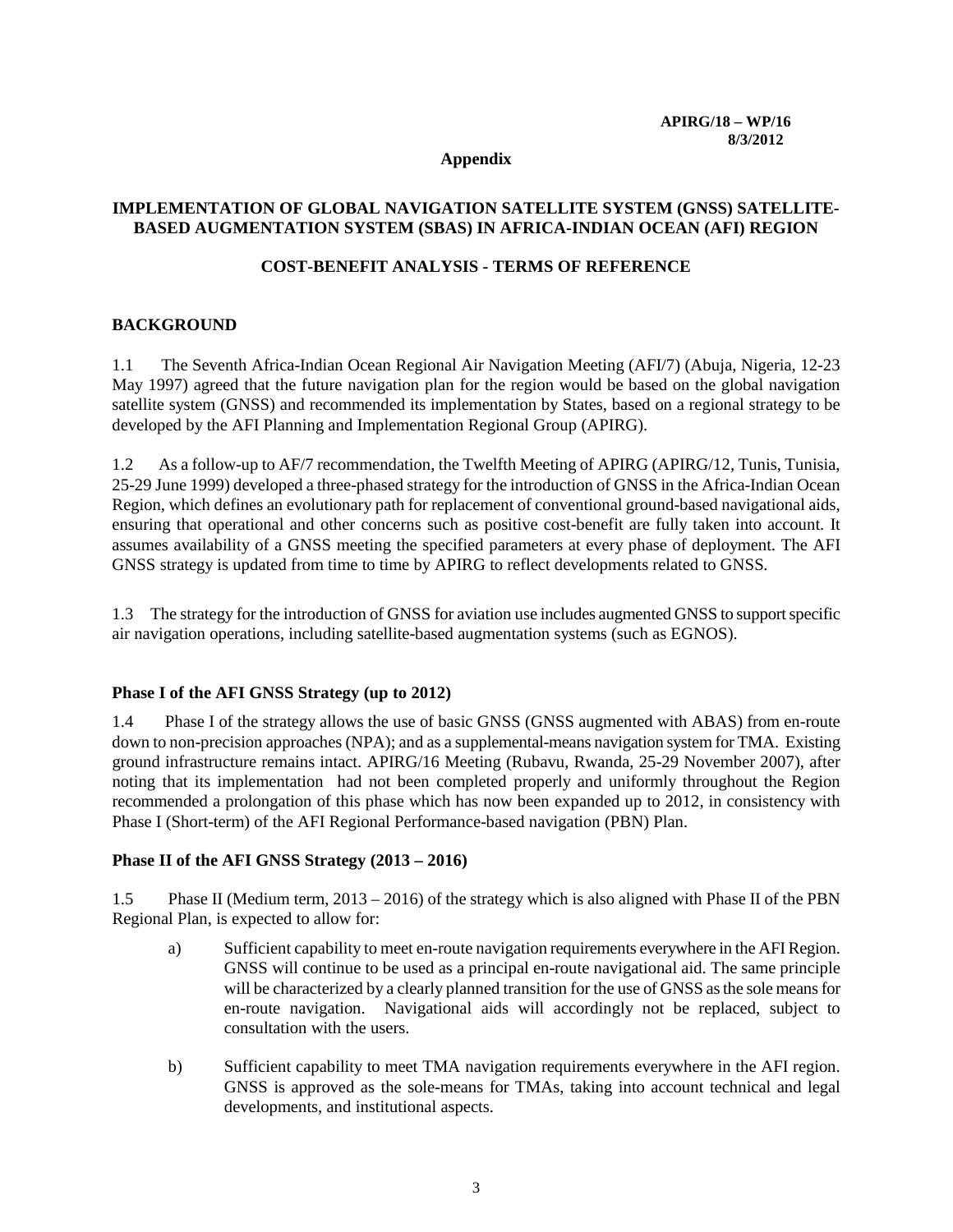APIRG/18 – WP/16
8/3/2012

**Appendix**

## IMPLEMENTATION OF GLOBAL NAVIGATION SATELLITE SYSTEM (GNSS) SATELLITE-BASED AUGMENTATION SYSTEM (SBAS) IN AFRICA-INDIAN OCEAN (AFI) REGION

## COST-BENEFIT ANALYSIS - TERMS OF REFERENCE

### BACKGROUND

1.1 The Seventh Africa-Indian Ocean Regional Air Navigation Meeting (AFI/7) (Abuja, Nigeria, 12-23 May 1997) agreed that the future navigation plan for the region would be based on the global navigation satellite system (GNSS) and recommended its implementation by States, based on a regional strategy to be developed by the AFI Planning and Implementation Regional Group (APIRG).

1.2 As a follow-up to AF/7 recommendation, the Twelfth Meeting of APIRG (APIRG/12, Tunis, Tunisia, 25-29 June 1999) developed a three-phased strategy for the introduction of GNSS in the Africa-Indian Ocean Region, which defines an evolutionary path for replacement of conventional ground-based navigational aids, ensuring that operational and other concerns such as positive cost-benefit are fully taken into account. It assumes availability of a GNSS meeting the specified parameters at every phase of deployment. The AFI GNSS strategy is updated from time to time by APIRG to reflect developments related to GNSS.

1.3 The strategy for the introduction of GNSS for aviation use includes augmented GNSS to support specific air navigation operations, including satellite-based augmentation systems (such as EGNOS).

### Phase I of the AFI GNSS Strategy (up to 2012)

1.4 Phase I of the strategy allows the use of basic GNSS (GNSS augmented with ABAS) from en-route down to non-precision approaches (NPA); and as a supplemental-means navigation system for TMA. Existing ground infrastructure remains intact. APIRG/16 Meeting (Rubavu, Rwanda, 25-29 November 2007), after noting that its implementation had not been completed properly and uniformly throughout the Region recommended a prolongation of this phase which has now been expanded up to 2012, in consistency with Phase I (Short-term) of the AFI Regional Performance-based navigation (PBN) Plan.

### Phase II of the AFI GNSS Strategy (2013 – 2016)

1.5 Phase II (Medium term, 2013 – 2016) of the strategy which is also aligned with Phase II of the PBN Regional Plan, is expected to allow for:

a) Sufficient capability to meet en-route navigation requirements everywhere in the AFI Region. GNSS will continue to be used as a principal en-route navigational aid. The same principle will be characterized by a clearly planned transition for the use of GNSS as the sole means for en-route navigation. Navigational aids will accordingly not be replaced, subject to consultation with the users.

b) Sufficient capability to meet TMA navigation requirements everywhere in the AFI region. GNSS is approved as the sole-means for TMAs, taking into account technical and legal developments, and institutional aspects.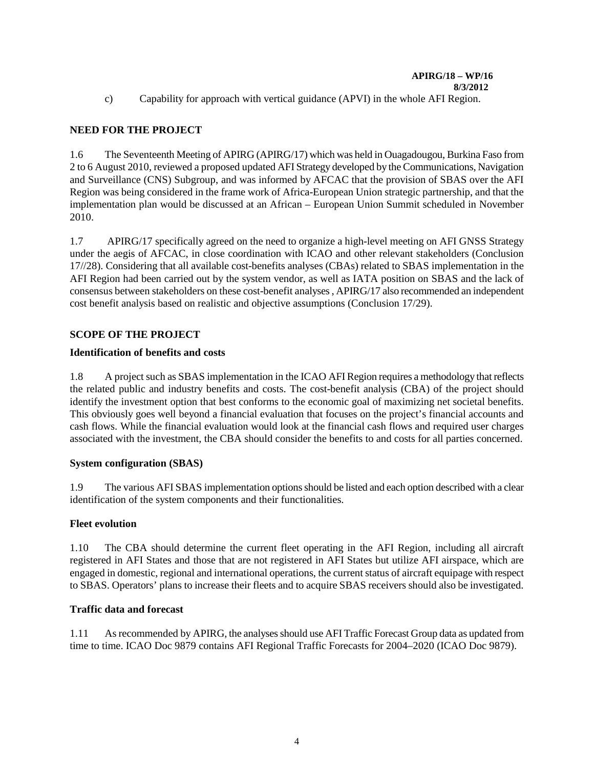c) Capability for approach with vertical guidance (APVI) in the whole AFI Region.

## NEED FOR THE PROJECT

1.6 The Seventeenth Meeting of APIRG (APIRG/17) which was held in Ouagadougou, Burkina Faso from 2 to 6 August 2010, reviewed a proposed updated AFI Strategy developed by the Communications, Navigation and Surveillance (CNS) Subgroup, and was informed by AFCAC that the provision of SBAS over the AFI Region was being considered in the frame work of Africa-European Union strategic partnership, and that the implementation plan would be discussed at an African – European Union Summit scheduled in November 2010.

1.7 APIRG/17 specifically agreed on the need to organize a high-level meeting on AFI GNSS Strategy under the aegis of AFCAC, in close coordination with ICAO and other relevant stakeholders (Conclusion 17//28). Considering that all available cost-benefits analyses (CBAs) related to SBAS implementation in the AFI Region had been carried out by the system vendor, as well as IATA position on SBAS and the lack of consensus between stakeholders on these cost-benefit analyses , APIRG/17 also recommended an independent cost benefit analysis based on realistic and objective assumptions (Conclusion 17/29).

## SCOPE OF THE PROJECT

### Identification of benefits and costs

1.8 A project such as SBAS implementation in the ICAO AFI Region requires a methodology that reflects the related public and industry benefits and costs. The cost-benefit analysis (CBA) of the project should identify the investment option that best conforms to the economic goal of maximizing net societal benefits. This obviously goes well beyond a financial evaluation that focuses on the project's financial accounts and cash flows. While the financial evaluation would look at the financial cash flows and required user charges associated with the investment, the CBA should consider the benefits to and costs for all parties concerned.

### System configuration (SBAS)

1.9 The various AFI SBAS implementation options should be listed and each option described with a clear identification of the system components and their functionalities.

### Fleet evolution

1.10 The CBA should determine the current fleet operating in the AFI Region, including all aircraft registered in AFI States and those that are not registered in AFI States but utilize AFI airspace, which are engaged in domestic, regional and international operations, the current status of aircraft equipage with respect to SBAS. Operators' plans to increase their fleets and to acquire SBAS receivers should also be investigated.

### Traffic data and forecast

1.11 As recommended by APIRG, the analyses should use AFI Traffic Forecast Group data as updated from time to time. ICAO Doc 9879 contains AFI Regional Traffic Forecasts for 2004–2020 (ICAO Doc 9879).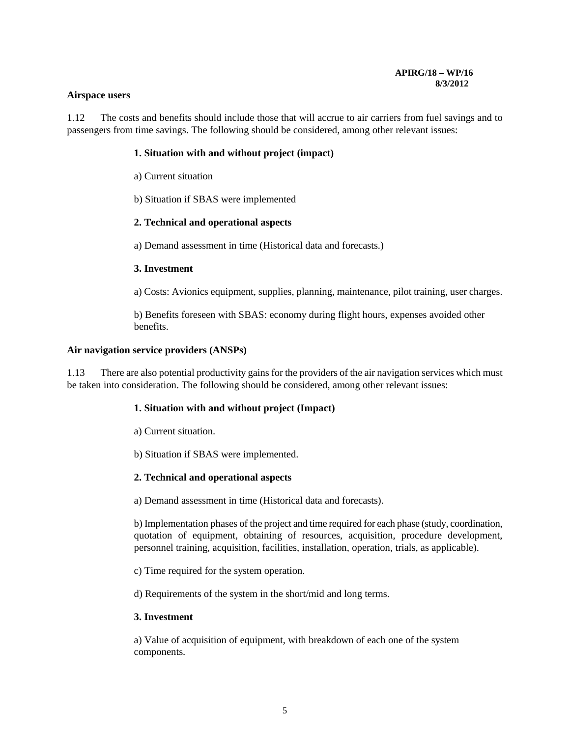**Airspace users**

1.12 The costs and benefits should include those that will accrue to air carriers from fuel savings and to passengers from time savings. The following should be considered, among other relevant issues:

**1. Situation with and without project (impact)**

a) Current situation

b) Situation if SBAS were implemented

**2. Technical and operational aspects**

a) Demand assessment in time (Historical data and forecasts.)

**3. Investment**

a) Costs: Avionics equipment, supplies, planning, maintenance, pilot training, user charges.

b) Benefits foreseen with SBAS: economy during flight hours, expenses avoided other benefits.

**Air navigation service providers (ANSPs)**

1.13 There are also potential productivity gains for the providers of the air navigation services which must be taken into consideration. The following should be considered, among other relevant issues:

**1. Situation with and without project (Impact)**

a) Current situation.

b) Situation if SBAS were implemented.

**2. Technical and operational aspects**

a) Demand assessment in time (Historical data and forecasts).

b) Implementation phases of the project and time required for each phase (study, coordination, quotation of equipment, obtaining of resources, acquisition, procedure development, personnel training, acquisition, facilities, installation, operation, trials, as applicable).

c) Time required for the system operation.

d) Requirements of the system in the short/mid and long terms.

**3. Investment**

a) Value of acquisition of equipment, with breakdown of each one of the system components.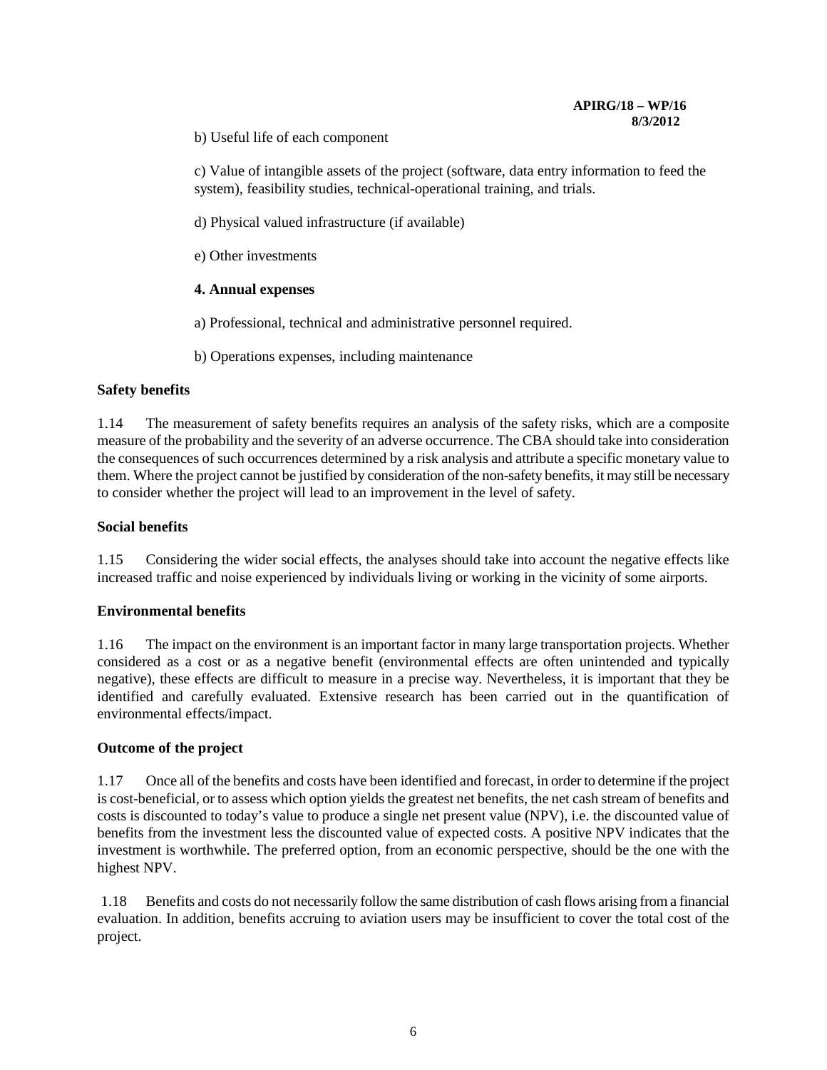b) Useful life of each component

c) Value of intangible assets of the project (software, data entry information to feed the system), feasibility studies, technical-operational training, and trials.

d) Physical valued infrastructure (if available)

e) Other investments

**4. Annual expenses**

a) Professional, technical and administrative personnel required.

b) Operations expenses, including maintenance

**Safety benefits**

1.14 The measurement of safety benefits requires an analysis of the safety risks, which are a composite measure of the probability and the severity of an adverse occurrence. The CBA should take into consideration the consequences of such occurrences determined by a risk analysis and attribute a specific monetary value to them. Where the project cannot be justified by consideration of the non-safety benefits, it may still be necessary to consider whether the project will lead to an improvement in the level of safety.

**Social benefits**

1.15 Considering the wider social effects, the analyses should take into account the negative effects like increased traffic and noise experienced by individuals living or working in the vicinity of some airports.

**Environmental benefits**

1.16 The impact on the environment is an important factor in many large transportation projects. Whether considered as a cost or as a negative benefit (environmental effects are often unintended and typically negative), these effects are difficult to measure in a precise way. Nevertheless, it is important that they be identified and carefully evaluated. Extensive research has been carried out in the quantification of environmental effects/impact.

**Outcome of the project**

1.17 Once all of the benefits and costs have been identified and forecast, in order to determine if the project is cost-beneficial, or to assess which option yields the greatest net benefits, the net cash stream of benefits and costs is discounted to today's value to produce a single net present value (NPV), i.e. the discounted value of benefits from the investment less the discounted value of expected costs. A positive NPV indicates that the investment is worthwhile. The preferred option, from an economic perspective, should be the one with the highest NPV.

1.18 Benefits and costs do not necessarily follow the same distribution of cash flows arising from a financial evaluation. In addition, benefits accruing to aviation users may be insufficient to cover the total cost of the project.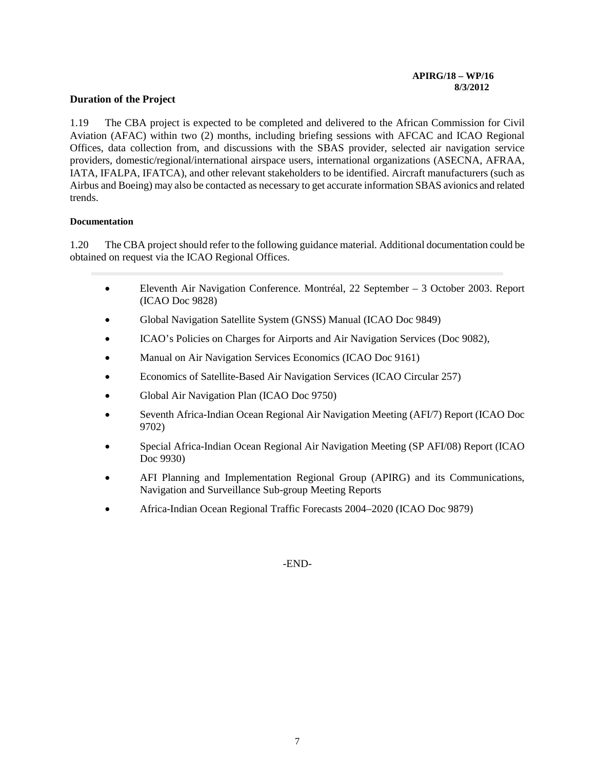**Duration of the Project**

1.19 The CBA project is expected to be completed and delivered to the African Commission for Civil Aviation (AFAC) within two (2) months, including briefing sessions with AFCAC and ICAO Regional Offices, data collection from, and discussions with the SBAS provider, selected air navigation service providers, domestic/regional/international airspace users, international organizations (ASECNA, AFRAA, IATA, IFALPA, IFATCA), and other relevant stakeholders to be identified. Aircraft manufacturers (such as Airbus and Boeing) may also be contacted as necessary to get accurate information SBAS avionics and related trends.

**Documentation**

1.20 The CBA project should refer to the following guidance material. Additional documentation could be obtained on request via the ICAO Regional Offices.

- Eleventh Air Navigation Conference. Montréal, 22 September – 3 October 2003. Report (ICAO Doc 9828)
- Global Navigation Satellite System (GNSS) Manual (ICAO Doc 9849)
- ICAO's Policies on Charges for Airports and Air Navigation Services (Doc 9082),
- Manual on Air Navigation Services Economics (ICAO Doc 9161)
- Economics of Satellite-Based Air Navigation Services (ICAO Circular 257)
- Global Air Navigation Plan (ICAO Doc 9750)
- Seventh Africa-Indian Ocean Regional Air Navigation Meeting (AFI/7) Report (ICAO Doc 9702)
- Special Africa-Indian Ocean Regional Air Navigation Meeting (SP AFI/08) Report (ICAO Doc 9930)
- AFI Planning and Implementation Regional Group (APIRG) and its Communications, Navigation and Surveillance Sub-group Meeting Reports
- Africa-Indian Ocean Regional Traffic Forecasts 2004–2020 (ICAO Doc 9879)

-END-